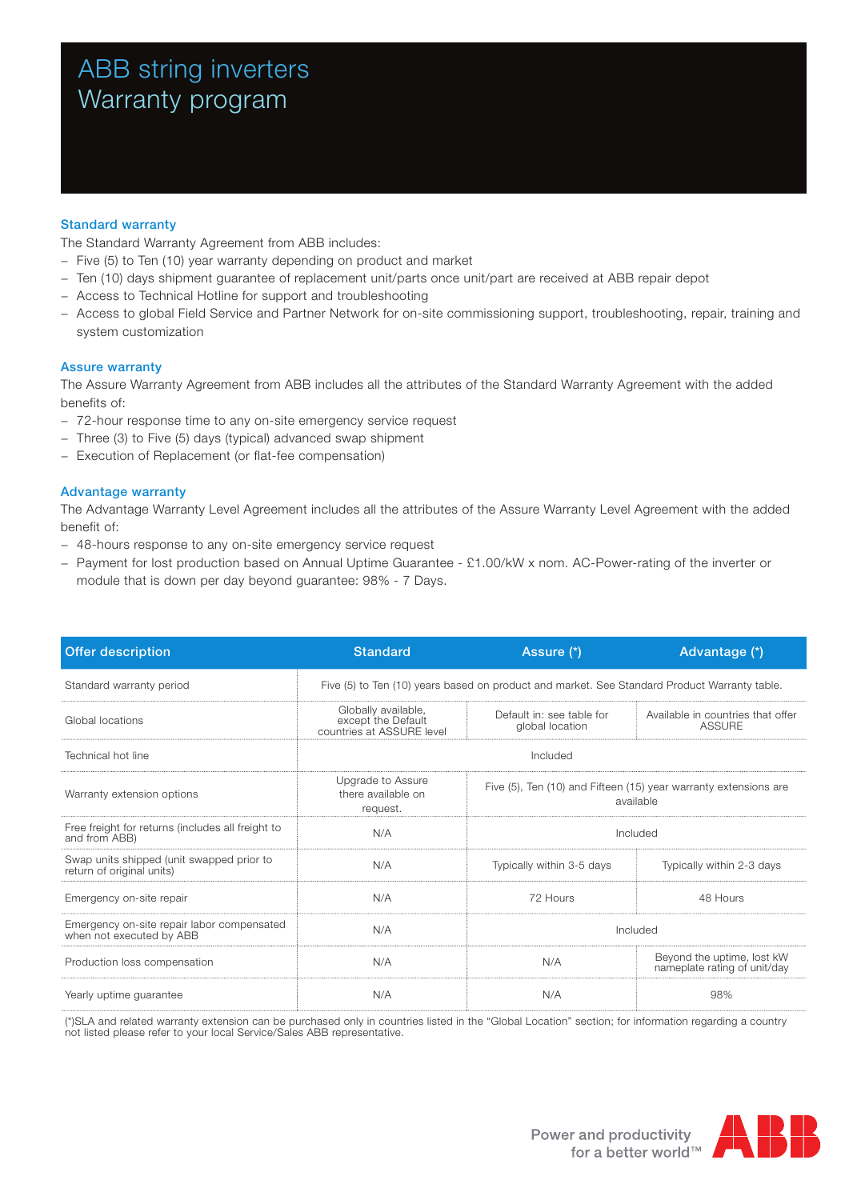# ABB string inverters
# Warranty program

## Standard warranty

The Standard Warranty Agreement from ABB includes:

- Five (5) to Ten (10) year warranty depending on product and market
- Ten (10) days shipment guarantee of replacement unit/parts once unit/part are received at ABB repair depot
- Access to Technical Hotline for support and troubleshooting
- Access to global Field Service and Partner Network for on-site commissioning support, troubleshooting, repair, training and system customization

## Assure warranty

The Assure Warranty Agreement from ABB includes all the attributes of the Standard Warranty Agreement with the added benefits of:

- 72-hour response time to any on-site emergency service request
- Three (3) to Five (5) days (typical) advanced swap shipment
- Execution of Replacement (or flat-fee compensation)

## Advantage warranty

The Advantage Warranty Level Agreement includes all the attributes of the Assure Warranty Level Agreement with the added benefit of:

- 48-hours response to any on-site emergency service request
- Payment for lost production based on Annual Uptime Guarantee - £1.00/kW x nom. AC-Power-rating of the inverter or module that is down per day beyond guarantee: 98% - 7 Days.

| Offer description | Standard | Assure (*) | Advantage (*) |
|---|---|---|---|
| Standard warranty period | Five (5) to Ten (10) years based on product and market. See Standard Product Warranty table. | | |
| Global locations | Globally available, except the Default countries at ASSURE level | Default in: see table for global location | Available in countries that offer ASSURE |
| Technical hot line | Included | | |
| Warranty extension options | Upgrade to Assure there available on request. | Five (5), Ten (10) and Fifteen (15) year warranty extensions are available | |
| Free freight for returns (includes all freight to and from ABB) | N/A | Included | |
| Swap units shipped (unit swapped prior to return of original units) | N/A | Typically within 3-5 days | Typically within 2-3 days |
| Emergency on-site repair | N/A | 72 Hours | 48 Hours |
| Emergency on-site repair labor compensated when not executed by ABB | N/A | Included | |
| Production loss compensation | N/A | N/A | Beyond the uptime, lost kW nameplate rating of unit/day |
| Yearly uptime guarantee | N/A | N/A | 98% |

(*)SLA and related warranty extension can be purchased only in countries listed in the "Global Location" section; for information regarding a country not listed please refer to your local Service/Sales ABB representative.

Power and productivity for a better world™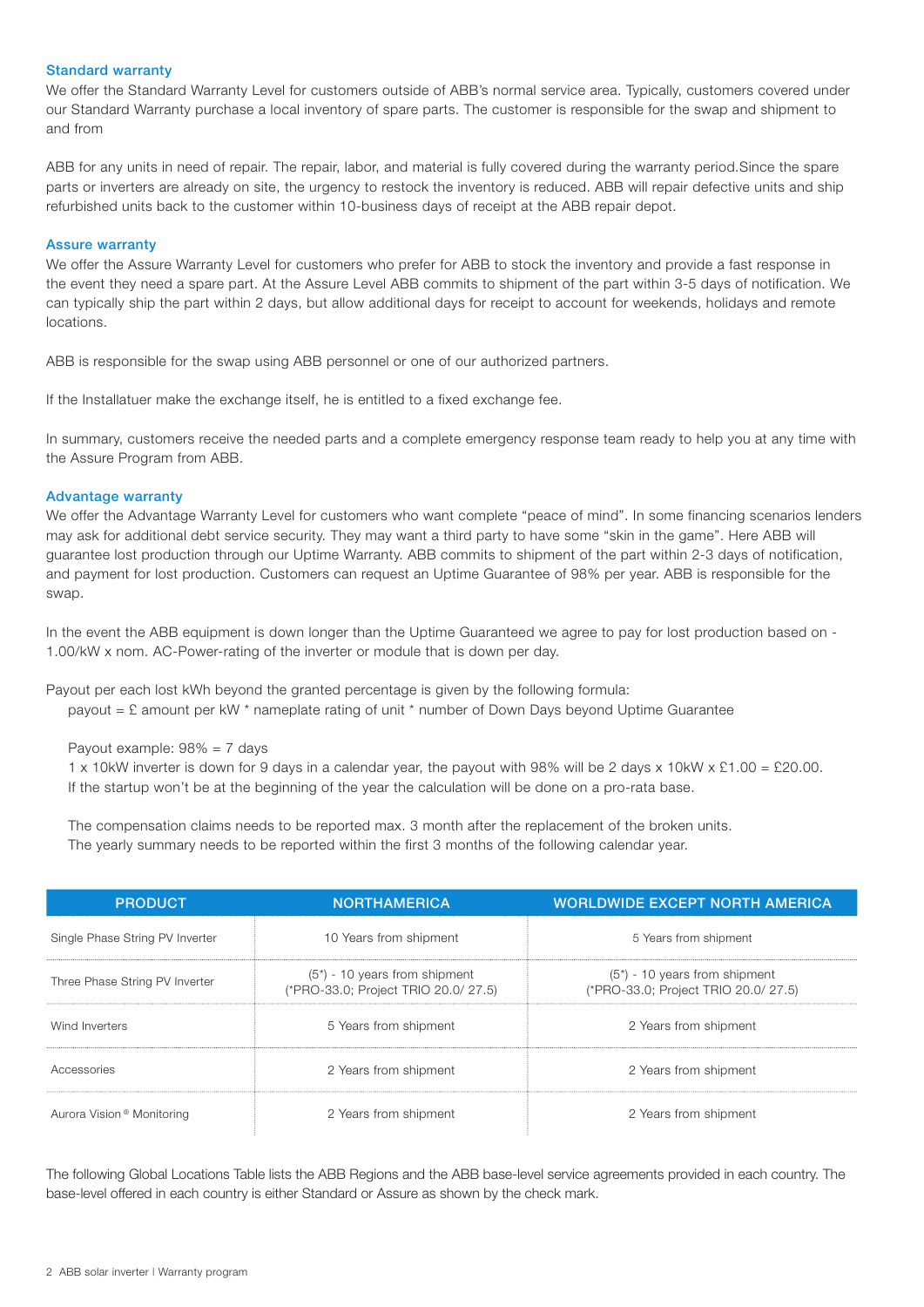### Standard warranty

We offer the Standard Warranty Level for customers outside of ABB's normal service area. Typically, customers covered under our Standard Warranty purchase a local inventory of spare parts. The customer is responsible for the swap and shipment to and from

ABB for any units in need of repair. The repair, labor, and material is fully covered during the warranty period.Since the spare parts or inverters are already on site, the urgency to restock the inventory is reduced. ABB will repair defective units and ship refurbished units back to the customer within 10-business days of receipt at the ABB repair depot.

### Assure warranty

We offer the Assure Warranty Level for customers who prefer for ABB to stock the inventory and provide a fast response in the event they need a spare part. At the Assure Level ABB commits to shipment of the part within 3-5 days of notification. We can typically ship the part within 2 days, but allow additional days for receipt to account for weekends, holidays and remote locations.

ABB is responsible for the swap using ABB personnel or one of our authorized partners.

If the Installatuer make the exchange itself, he is entitled to a fixed exchange fee.

In summary, customers receive the needed parts and a complete emergency response team ready to help you at any time with the Assure Program from ABB.

### Advantage warranty

We offer the Advantage Warranty Level for customers who want complete "peace of mind". In some financing scenarios lenders may ask for additional debt service security. They may want a third party to have some "skin in the game". Here ABB will guarantee lost production through our Uptime Warranty. ABB commits to shipment of the part within 2-3 days of notification, and payment for lost production. Customers can request an Uptime Guarantee of 98% per year. ABB is responsible for the swap.

In the event the ABB equipment is down longer than the Uptime Guaranteed we agree to pay for lost production based on - 1.00/kW x nom. AC-Power-rating of the inverter or module that is down per day.

Payout per each lost kWh beyond the granted percentage is given by the following formula:

payout = £ amount per kW * nameplate rating of unit * number of Down Days beyond Uptime Guarantee

Payout example: 98% = 7 days

1 x 10kW inverter is down for 9 days in a calendar year, the payout with 98% will be 2 days x 10kW x £1.00 = £20.00.

If the startup won't be at the beginning of the year the calculation will be done on a pro-rata base.

The compensation claims needs to be reported max. 3 month after the replacement of the broken units.

The yearly summary needs to be reported within the first 3 months of the following calendar year.

| PRODUCT | NORTHAMERICA | WORLDWIDE EXCEPT NORTH AMERICA |
|---|---|---|
| Single Phase String PV Inverter | 10 Years from shipment | 5 Years from shipment |
| Three Phase String PV Inverter | (5*) - 10 years from shipment (*PRO-33.0; Project TRIO 20.0/ 27.5) | (5*) - 10 years from shipment (*PRO-33.0; Project TRIO 20.0/ 27.5) |
| Wind Inverters | 5 Years from shipment | 2 Years from shipment |
| Accessories | 2 Years from shipment | 2 Years from shipment |
| Aurora Vision ® Monitoring | 2 Years from shipment | 2 Years from shipment |

The following Global Locations Table lists the ABB Regions and the ABB base-level service agreements provided in each country. The base-level offered in each country is either Standard or Assure as shown by the check mark.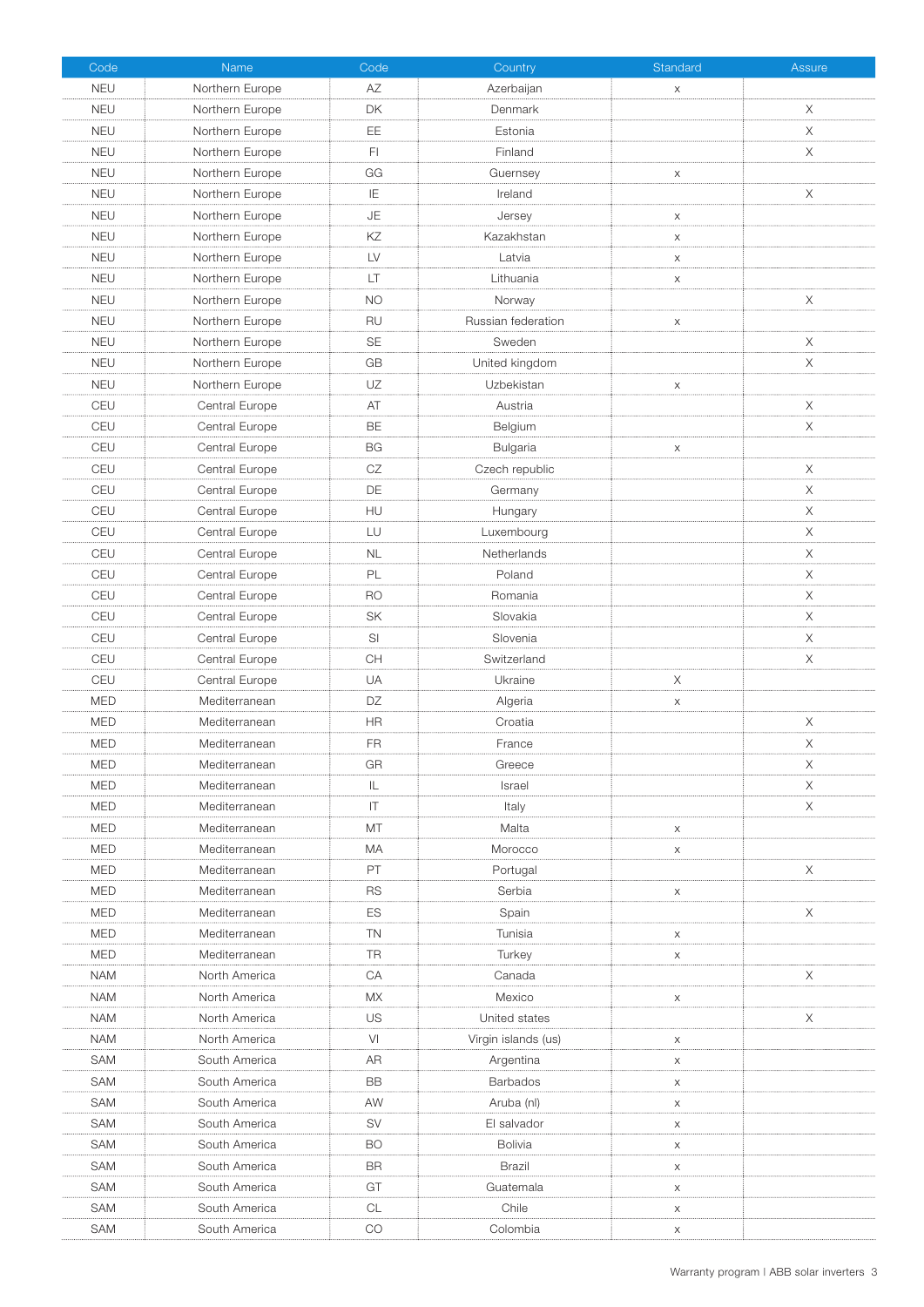| Code | Name | Code | Country | Standard | Assure |
|---|---|---|---|---|---|
| NEU | Northern Europe | AZ | Azerbaijan | x | |
| NEU | Northern Europe | DK | Denmark | | X |
| NEU | Northern Europe | EE | Estonia | | X |
| NEU | Northern Europe | FI | Finland | | X |
| NEU | Northern Europe | GG | Guernsey | x | |
| NEU | Northern Europe | IE | Ireland | | X |
| NEU | Northern Europe | JE | Jersey | x | |
| NEU | Northern Europe | KZ | Kazakhstan | x | |
| NEU | Northern Europe | LV | Latvia | x | |
| NEU | Northern Europe | LT | Lithuania | x | |
| NEU | Northern Europe | NO | Norway | | X |
| NEU | Northern Europe | RU | Russian federation | x | |
| NEU | Northern Europe | SE | Sweden | | X |
| NEU | Northern Europe | GB | United kingdom | | X |
| NEU | Northern Europe | UZ | Uzbekistan | x | |
| CEU | Central Europe | AT | Austria | | X |
| CEU | Central Europe | BE | Belgium | | X |
| CEU | Central Europe | BG | Bulgaria | x | |
| CEU | Central Europe | CZ | Czech republic | | X |
| CEU | Central Europe | DE | Germany | | X |
| CEU | Central Europe | HU | Hungary | | X |
| CEU | Central Europe | LU | Luxembourg | | X |
| CEU | Central Europe | NL | Netherlands | | X |
| CEU | Central Europe | PL | Poland | | X |
| CEU | Central Europe | RO | Romania | | X |
| CEU | Central Europe | SK | Slovakia | | X |
| CEU | Central Europe | SI | Slovenia | | X |
| CEU | Central Europe | CH | Switzerland | | X |
| CEU | Central Europe | UA | Ukraine | X | |
| MED | Mediterranean | DZ | Algeria | x | |
| MED | Mediterranean | HR | Croatia | | X |
| MED | Mediterranean | FR | France | | X |
| MED | Mediterranean | GR | Greece | | X |
| MED | Mediterranean | IL | Israel | | X |
| MED | Mediterranean | IT | Italy | | X |
| MED | Mediterranean | MT | Malta | x | |
| MED | Mediterranean | MA | Morocco | x | |
| MED | Mediterranean | PT | Portugal | | X |
| MED | Mediterranean | RS | Serbia | x | |
| MED | Mediterranean | ES | Spain | | X |
| MED | Mediterranean | TN | Tunisia | x | |
| MED | Mediterranean | TR | Turkey | x | |
| NAM | North America | CA | Canada | | X |
| NAM | North America | MX | Mexico | x | |
| NAM | North America | US | United states | | X |
| NAM | North America | VI | Virgin islands (us) | x | |
| SAM | South America | AR | Argentina | x | |
| SAM | South America | BB | Barbados | x | |
| SAM | South America | AW | Aruba (nl) | x | |
| SAM | South America | SV | El salvador | x | |
| SAM | South America | BO | Bolivia | x | |
| SAM | South America | BR | Brazil | x | |
| SAM | South America | GT | Guatemala | x | |
| SAM | South America | CL | Chile | x | |
| SAM | South America | CO | Colombia | x | |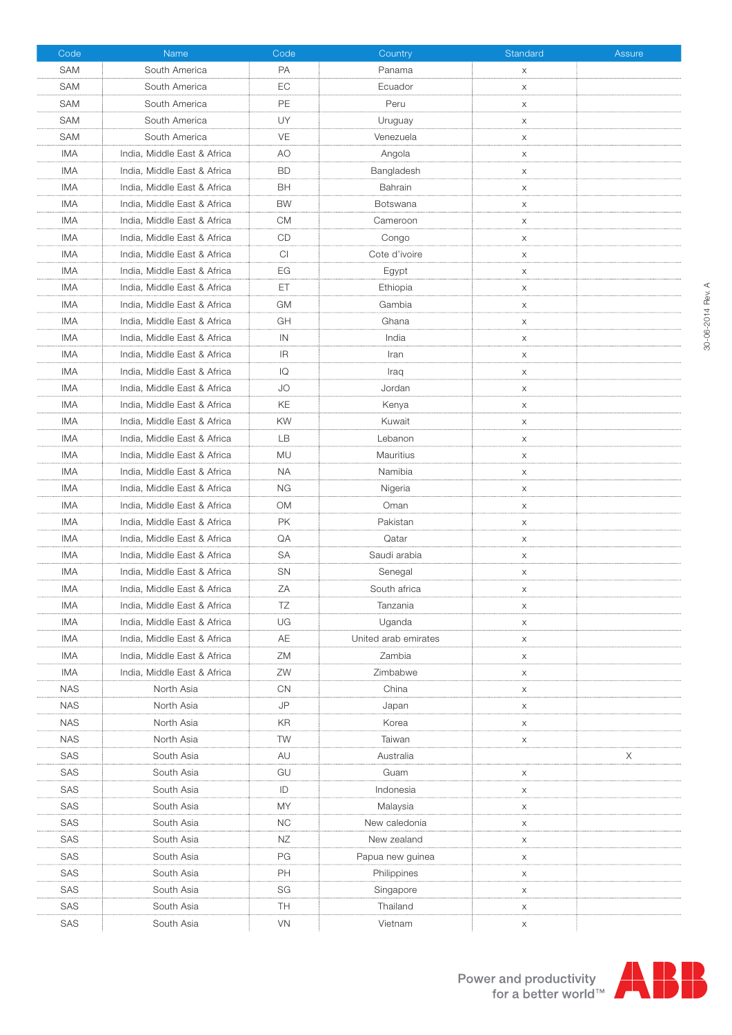| Code | Name | Code | Country | Standard | Assure |
|---|---|---|---|---|---|
| SAM | South America | PA | Panama | x | |
| SAM | South America | EC | Ecuador | x | |
| SAM | South America | PE | Peru | x | |
| SAM | South America | UY | Uruguay | x | |
| SAM | South America | VE | Venezuela | x | |
| IMA | India, Middle East & Africa | AO | Angola | x | |
| IMA | India, Middle East & Africa | BD | Bangladesh | x | |
| IMA | India, Middle East & Africa | BH | Bahrain | x | |
| IMA | India, Middle East & Africa | BW | Botswana | x | |
| IMA | India, Middle East & Africa | CM | Cameroon | x | |
| IMA | India, Middle East & Africa | CD | Congo | x | |
| IMA | India, Middle East & Africa | CI | Cote d'ivoire | x | |
| IMA | India, Middle East & Africa | EG | Egypt | x | |
| IMA | India, Middle East & Africa | ET | Ethiopia | x | |
| IMA | India, Middle East & Africa | GM | Gambia | x | |
| IMA | India, Middle East & Africa | GH | Ghana | x | |
| IMA | India, Middle East & Africa | IN | India | x | |
| IMA | India, Middle East & Africa | IR | Iran | x | |
| IMA | India, Middle East & Africa | IQ | Iraq | x | |
| IMA | India, Middle East & Africa | JO | Jordan | x | |
| IMA | India, Middle East & Africa | KE | Kenya | x | |
| IMA | India, Middle East & Africa | KW | Kuwait | x | |
| IMA | India, Middle East & Africa | LB | Lebanon | x | |
| IMA | India, Middle East & Africa | MU | Mauritius | x | |
| IMA | India, Middle East & Africa | NA | Namibia | x | |
| IMA | India, Middle East & Africa | NG | Nigeria | x | |
| IMA | India, Middle East & Africa | OM | Oman | x | |
| IMA | India, Middle East & Africa | PK | Pakistan | x | |
| IMA | India, Middle East & Africa | QA | Qatar | x | |
| IMA | India, Middle East & Africa | SA | Saudi arabia | x | |
| IMA | India, Middle East & Africa | SN | Senegal | x | |
| IMA | India, Middle East & Africa | ZA | South africa | x | |
| IMA | India, Middle East & Africa | TZ | Tanzania | x | |
| IMA | India, Middle East & Africa | UG | Uganda | x | |
| IMA | India, Middle East & Africa | AE | United arab emirates | x | |
| IMA | India, Middle East & Africa | ZM | Zambia | x | |
| IMA | India, Middle East & Africa | ZW | Zimbabwe | x | |
| NAS | North Asia | CN | China | x | |
| NAS | North Asia | JP | Japan | x | |
| NAS | North Asia | KR | Korea | x | |
| NAS | North Asia | TW | Taiwan | x | |
| SAS | South Asia | AU | Australia | | X |
| SAS | South Asia | GU | Guam | x | |
| SAS | South Asia | ID | Indonesia | x | |
| SAS | South Asia | MY | Malaysia | x | |
| SAS | South Asia | NC | New caledonia | x | |
| SAS | South Asia | NZ | New zealand | x | |
| SAS | South Asia | PG | Papua new guinea | x | |
| SAS | South Asia | PH | Philippines | x | |
| SAS | South Asia | SG | Singapore | x | |
| SAS | South Asia | TH | Thailand | x | |
| SAS | South Asia | VN | Vietnam | x | |

30-06-2014 Rev. A

Power and productivity
for a better world™